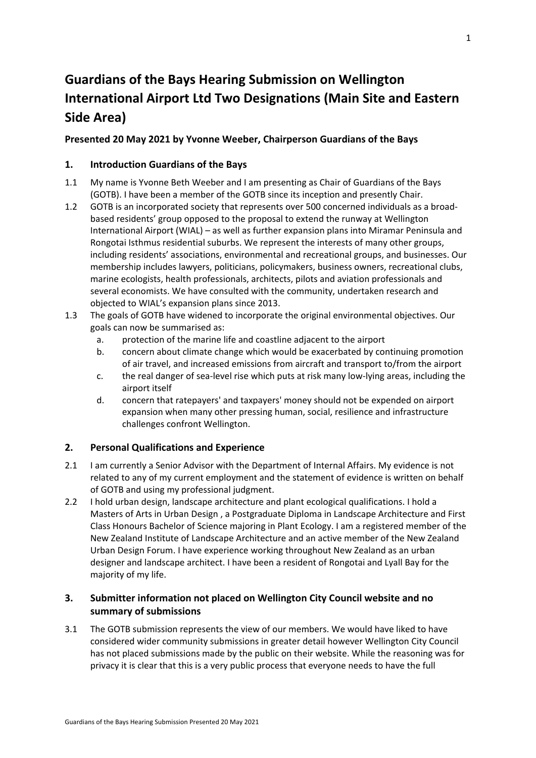# Guardians of the Bays Hearing Submission on Wellington International Airport Ltd Two Designations (Main Site and Eastern Side Area)

### Presented 20 May 2021 by Yvonne Weeber, Chairperson Guardians of the Bays

## 1. Introduction Guardians of the Bays

1.1 My name is Yvonne Beth Weeber and I am presenting as Chair of Guardians of the Bays (GOTB). I have been a member of the GOTB since its inception and presently Chair.

1.2 GOTB is an incorporated society that represents over 500 concerned individuals as a broad-based residents' group opposed to the proposal to extend the runway at Wellington International Airport (WIAL) – as well as further expansion plans into Miramar Peninsula and Rongotai Isthmus residential suburbs. We represent the interests of many other groups, including residents' associations, environmental and recreational groups, and businesses. Our membership includes lawyers, politicians, policymakers, business owners, recreational clubs, marine ecologists, health professionals, architects, pilots and aviation professionals and several economists. We have consulted with the community, undertaken research and objected to WIAL's expansion plans since 2013.

1.3 The goals of GOTB have widened to incorporate the original environmental objectives. Our goals can now be summarised as:

   a. protection of the marine life and coastline adjacent to the airport
   b. concern about climate change which would be exacerbated by continuing promotion of air travel, and increased emissions from aircraft and transport to/from the airport
   c. the real danger of sea-level rise which puts at risk many low-lying areas, including the airport itself
   d. concern that ratepayers' and taxpayers' money should not be expended on airport expansion when many other pressing human, social, resilience and infrastructure challenges confront Wellington.

## 2. Personal Qualifications and Experience

2.1 I am currently a Senior Advisor with the Department of Internal Affairs. My evidence is not related to any of my current employment and the statement of evidence is written on behalf of GOTB and using my professional judgment.

2.2 I hold urban design, landscape architecture and plant ecological qualifications. I hold a Masters of Arts in Urban Design , a Postgraduate Diploma in Landscape Architecture and First Class Honours Bachelor of Science majoring in Plant Ecology. I am a registered member of the New Zealand Institute of Landscape Architecture and an active member of the New Zealand Urban Design Forum. I have experience working throughout New Zealand as an urban designer and landscape architect. I have been a resident of Rongotai and Lyall Bay for the majority of my life.

## 3. Submitter information not placed on Wellington City Council website and no summary of submissions

3.1 The GOTB submission represents the view of our members. We would have liked to have considered wider community submissions in greater detail however Wellington City Council has not placed submissions made by the public on their website. While the reasoning was for privacy it is clear that this is a very public process that everyone needs to have the full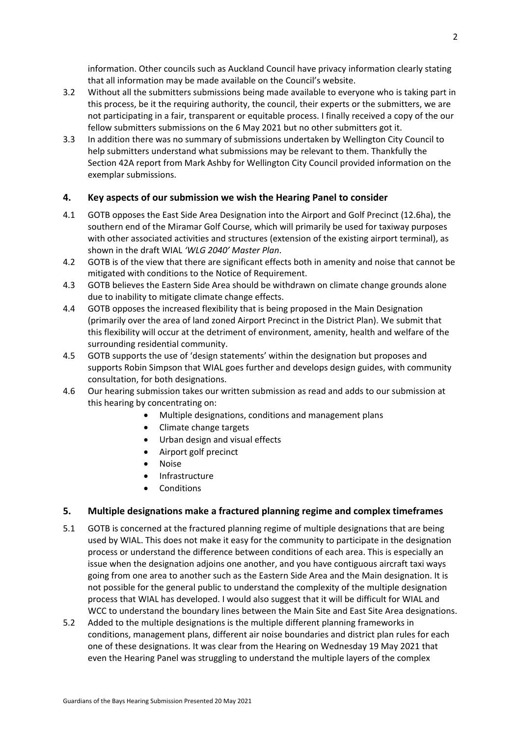information. Other councils such as Auckland Council have privacy information clearly stating that all information may be made available on the Council's website.

3.2 Without all the submitters submissions being made available to everyone who is taking part in this process, be it the requiring authority, the council, their experts or the submitters, we are not participating in a fair, transparent or equitable process. I finally received a copy of the our fellow submitters submissions on the 6 May 2021 but no other submitters got it.

3.3 In addition there was no summary of submissions undertaken by Wellington City Council to help submitters understand what submissions may be relevant to them. Thankfully the Section 42A report from Mark Ashby for Wellington City Council provided information on the exemplar submissions.

## 4. Key aspects of our submission we wish the Hearing Panel to consider

4.1 GOTB opposes the East Side Area Designation into the Airport and Golf Precinct (12.6ha), the southern end of the Miramar Golf Course, which will primarily be used for taxiway purposes with other associated activities and structures (extension of the existing airport terminal), as shown in the draft WIAL *'WLG 2040' Master Plan*.

4.2 GOTB is of the view that there are significant effects both in amenity and noise that cannot be mitigated with conditions to the Notice of Requirement.

4.3 GOTB believes the Eastern Side Area should be withdrawn on climate change grounds alone due to inability to mitigate climate change effects.

4.4 GOTB opposes the increased flexibility that is being proposed in the Main Designation (primarily over the area of land zoned Airport Precinct in the District Plan). We submit that this flexibility will occur at the detriment of environment, amenity, health and welfare of the surrounding residential community.

4.5 GOTB supports the use of 'design statements' within the designation but proposes and supports Robin Simpson that WIAL goes further and develops design guides, with community consultation, for both designations.

4.6 Our hearing submission takes our written submission as read and adds to our submission at this hearing by concentrating on:

- Multiple designations, conditions and management plans
- Climate change targets
- Urban design and visual effects
- Airport golf precinct
- Noise
- Infrastructure
- Conditions

## 5. Multiple designations make a fractured planning regime and complex timeframes

5.1 GOTB is concerned at the fractured planning regime of multiple designations that are being used by WIAL. This does not make it easy for the community to participate in the designation process or understand the difference between conditions of each area. This is especially an issue when the designation adjoins one another, and you have contiguous aircraft taxi ways going from one area to another such as the Eastern Side Area and the Main designation. It is not possible for the general public to understand the complexity of the multiple designation process that WIAL has developed. I would also suggest that it will be difficult for WIAL and WCC to understand the boundary lines between the Main Site and East Site Area designations.

5.2 Added to the multiple designations is the multiple different planning frameworks in conditions, management plans, different air noise boundaries and district plan rules for each one of these designations. It was clear from the Hearing on Wednesday 19 May 2021 that even the Hearing Panel was struggling to understand the multiple layers of the complex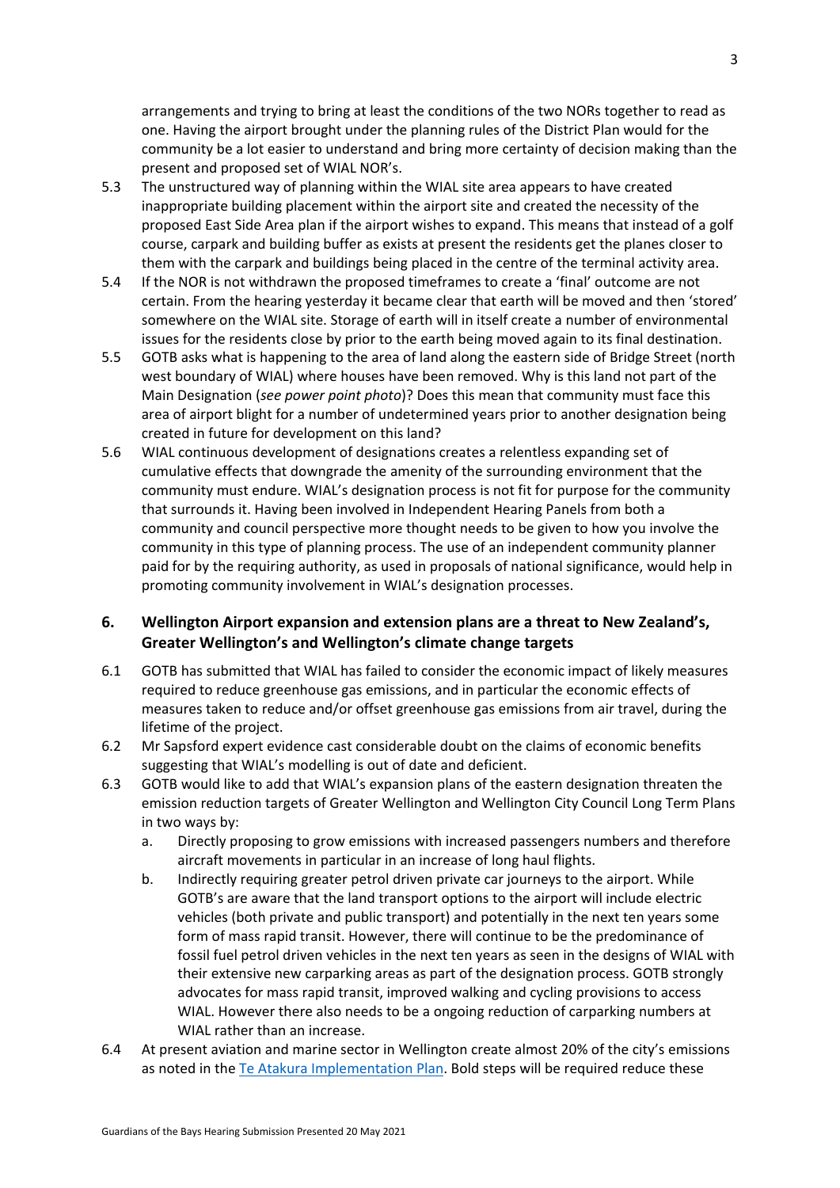arrangements and trying to bring at least the conditions of the two NORs together to read as one. Having the airport brought under the planning rules of the District Plan would for the community be a lot easier to understand and bring more certainty of decision making than the present and proposed set of WIAL NOR's.

5.3 The unstructured way of planning within the WIAL site area appears to have created inappropriate building placement within the airport site and created the necessity of the proposed East Side Area plan if the airport wishes to expand. This means that instead of a golf course, carpark and building buffer as exists at present the residents get the planes closer to them with the carpark and buildings being placed in the centre of the terminal activity area.

5.4 If the NOR is not withdrawn the proposed timeframes to create a 'final' outcome are not certain. From the hearing yesterday it became clear that earth will be moved and then 'stored' somewhere on the WIAL site. Storage of earth will in itself create a number of environmental issues for the residents close by prior to the earth being moved again to its final destination.

5.5 GOTB asks what is happening to the area of land along the eastern side of Bridge Street (north west boundary of WIAL) where houses have been removed. Why is this land not part of the Main Designation (*see power point photo*)? Does this mean that community must face this area of airport blight for a number of undetermined years prior to another designation being created in future for development on this land?

5.6 WIAL continuous development of designations creates a relentless expanding set of cumulative effects that downgrade the amenity of the surrounding environment that the community must endure. WIAL's designation process is not fit for purpose for the community that surrounds it. Having been involved in Independent Hearing Panels from both a community and council perspective more thought needs to be given to how you involve the community in this type of planning process. The use of an independent community planner paid for by the requiring authority, as used in proposals of national significance, would help in promoting community involvement in WIAL's designation processes.

## 6. Wellington Airport expansion and extension plans are a threat to New Zealand's, Greater Wellington's and Wellington's climate change targets

6.1 GOTB has submitted that WIAL has failed to consider the economic impact of likely measures required to reduce greenhouse gas emissions, and in particular the economic effects of measures taken to reduce and/or offset greenhouse gas emissions from air travel, during the lifetime of the project.

6.2 Mr Sapsford expert evidence cast considerable doubt on the claims of economic benefits suggesting that WIAL's modelling is out of date and deficient.

6.3 GOTB would like to add that WIAL's expansion plans of the eastern designation threaten the emission reduction targets of Greater Wellington and Wellington City Council Long Term Plans in two ways by:

   a. Directly proposing to grow emissions with increased passengers numbers and therefore aircraft movements in particular in an increase of long haul flights.

   b. Indirectly requiring greater petrol driven private car journeys to the airport. While GOTB's are aware that the land transport options to the airport will include electric vehicles (both private and public transport) and potentially in the next ten years some form of mass rapid transit. However, there will continue to be the predominance of fossil fuel petrol driven vehicles in the next ten years as seen in the designs of WIAL with their extensive new carparking areas as part of the designation process. GOTB strongly advocates for mass rapid transit, improved walking and cycling provisions to access WIAL. However there also needs to be a ongoing reduction of carparking numbers at WIAL rather than an increase.

6.4 At present aviation and marine sector in Wellington create almost 20% of the city's emissions as noted in the Te Atakura Implementation Plan. Bold steps will be required reduce these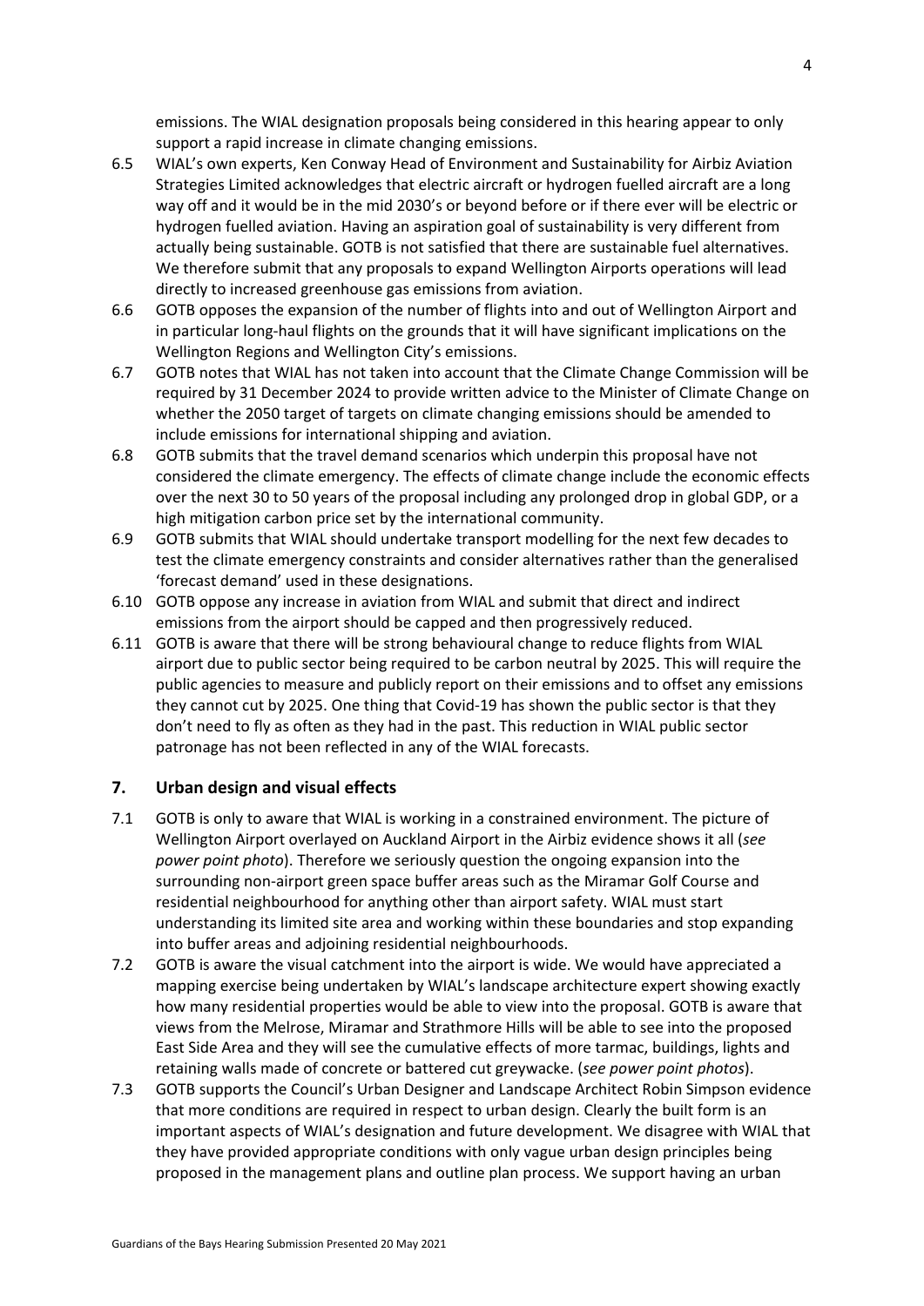emissions. The WIAL designation proposals being considered in this hearing appear to only support a rapid increase in climate changing emissions.

6.5 WIAL's own experts, Ken Conway Head of Environment and Sustainability for Airbiz Aviation Strategies Limited acknowledges that electric aircraft or hydrogen fuelled aircraft are a long way off and it would be in the mid 2030's or beyond before or if there ever will be electric or hydrogen fuelled aviation. Having an aspiration goal of sustainability is very different from actually being sustainable. GOTB is not satisfied that there are sustainable fuel alternatives. We therefore submit that any proposals to expand Wellington Airports operations will lead directly to increased greenhouse gas emissions from aviation.

6.6 GOTB opposes the expansion of the number of flights into and out of Wellington Airport and in particular long-haul flights on the grounds that it will have significant implications on the Wellington Regions and Wellington City's emissions.

6.7 GOTB notes that WIAL has not taken into account that the Climate Change Commission will be required by 31 December 2024 to provide written advice to the Minister of Climate Change on whether the 2050 target of targets on climate changing emissions should be amended to include emissions for international shipping and aviation.

6.8 GOTB submits that the travel demand scenarios which underpin this proposal have not considered the climate emergency. The effects of climate change include the economic effects over the next 30 to 50 years of the proposal including any prolonged drop in global GDP, or a high mitigation carbon price set by the international community.

6.9 GOTB submits that WIAL should undertake transport modelling for the next few decades to test the climate emergency constraints and consider alternatives rather than the generalised 'forecast demand' used in these designations.

6.10 GOTB oppose any increase in aviation from WIAL and submit that direct and indirect emissions from the airport should be capped and then progressively reduced.

6.11 GOTB is aware that there will be strong behavioural change to reduce flights from WIAL airport due to public sector being required to be carbon neutral by 2025. This will require the public agencies to measure and publicly report on their emissions and to offset any emissions they cannot cut by 2025. One thing that Covid-19 has shown the public sector is that they don't need to fly as often as they had in the past. This reduction in WIAL public sector patronage has not been reflected in any of the WIAL forecasts.

## 7. Urban design and visual effects

7.1 GOTB is only to aware that WIAL is working in a constrained environment. The picture of Wellington Airport overlayed on Auckland Airport in the Airbiz evidence shows it all (*see power point photo*). Therefore we seriously question the ongoing expansion into the surrounding non-airport green space buffer areas such as the Miramar Golf Course and residential neighbourhood for anything other than airport safety. WIAL must start understanding its limited site area and working within these boundaries and stop expanding into buffer areas and adjoining residential neighbourhoods.

7.2 GOTB is aware the visual catchment into the airport is wide. We would have appreciated a mapping exercise being undertaken by WIAL's landscape architecture expert showing exactly how many residential properties would be able to view into the proposal. GOTB is aware that views from the Melrose, Miramar and Strathmore Hills will be able to see into the proposed East Side Area and they will see the cumulative effects of more tarmac, buildings, lights and retaining walls made of concrete or battered cut greywacke. (*see power point photos*).

7.3 GOTB supports the Council's Urban Designer and Landscape Architect Robin Simpson evidence that more conditions are required in respect to urban design. Clearly the built form is an important aspects of WIAL's designation and future development. We disagree with WIAL that they have provided appropriate conditions with only vague urban design principles being proposed in the management plans and outline plan process. We support having an urban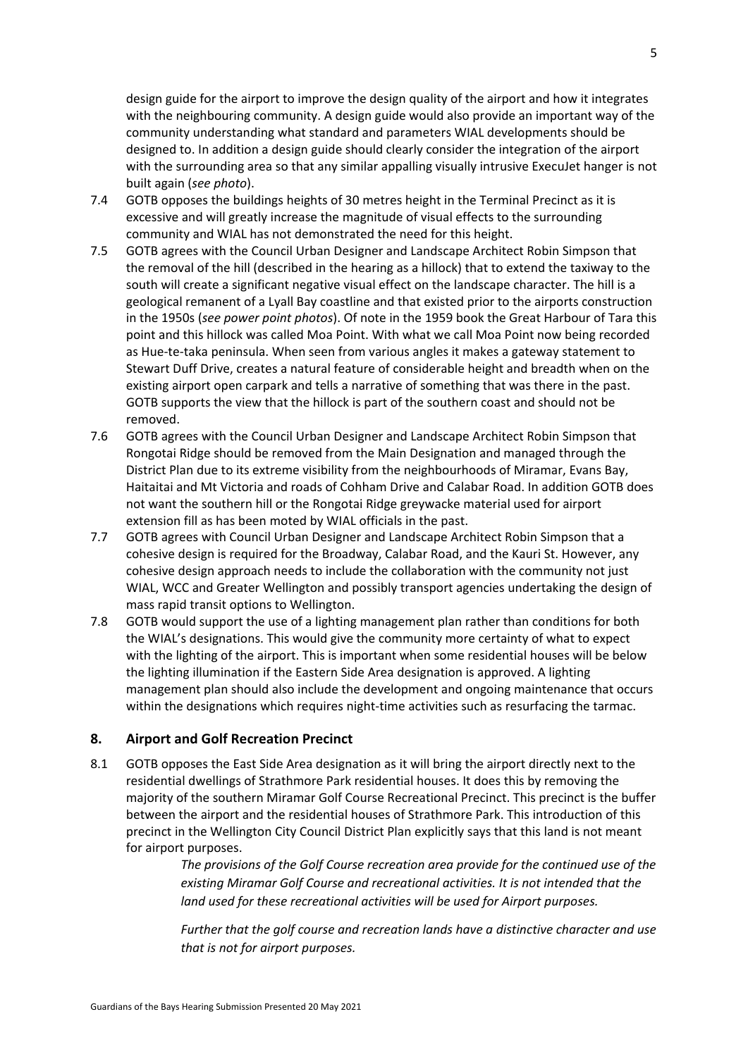design guide for the airport to improve the design quality of the airport and how it integrates with the neighbouring community. A design guide would also provide an important way of the community understanding what standard and parameters WIAL developments should be designed to. In addition a design guide should clearly consider the integration of the airport with the surrounding area so that any similar appalling visually intrusive ExecuJet hanger is not built again (*see photo*).

7.4 GOTB opposes the buildings heights of 30 metres height in the Terminal Precinct as it is excessive and will greatly increase the magnitude of visual effects to the surrounding community and WIAL has not demonstrated the need for this height.

7.5 GOTB agrees with the Council Urban Designer and Landscape Architect Robin Simpson that the removal of the hill (described in the hearing as a hillock) that to extend the taxiway to the south will create a significant negative visual effect on the landscape character. The hill is a geological remanent of a Lyall Bay coastline and that existed prior to the airports construction in the 1950s (*see power point photos*). Of note in the 1959 book the Great Harbour of Tara this point and this hillock was called Moa Point. With what we call Moa Point now being recorded as Hue-te-taka peninsula. When seen from various angles it makes a gateway statement to Stewart Duff Drive, creates a natural feature of considerable height and breadth when on the existing airport open carpark and tells a narrative of something that was there in the past. GOTB supports the view that the hillock is part of the southern coast and should not be removed.

7.6 GOTB agrees with the Council Urban Designer and Landscape Architect Robin Simpson that Rongotai Ridge should be removed from the Main Designation and managed through the District Plan due to its extreme visibility from the neighbourhoods of Miramar, Evans Bay, Haitaitai and Mt Victoria and roads of Cohham Drive and Calabar Road. In addition GOTB does not want the southern hill or the Rongotai Ridge greywacke material used for airport extension fill as has been moted by WIAL officials in the past.

7.7 GOTB agrees with Council Urban Designer and Landscape Architect Robin Simpson that a cohesive design is required for the Broadway, Calabar Road, and the Kauri St. However, any cohesive design approach needs to include the collaboration with the community not just WIAL, WCC and Greater Wellington and possibly transport agencies undertaking the design of mass rapid transit options to Wellington.

7.8 GOTB would support the use of a lighting management plan rather than conditions for both the WIAL's designations. This would give the community more certainty of what to expect with the lighting of the airport. This is important when some residential houses will be below the lighting illumination if the Eastern Side Area designation is approved. A lighting management plan should also include the development and ongoing maintenance that occurs within the designations which requires night-time activities such as resurfacing the tarmac.

## 8. Airport and Golf Recreation Precinct

8.1 GOTB opposes the East Side Area designation as it will bring the airport directly next to the residential dwellings of Strathmore Park residential houses. It does this by removing the majority of the southern Miramar Golf Course Recreational Precinct. This precinct is the buffer between the airport and the residential houses of Strathmore Park. This introduction of this precinct in the Wellington City Council District Plan explicitly says that this land is not meant for airport purposes.

> *The provisions of the Golf Course recreation area provide for the continued use of the existing Miramar Golf Course and recreational activities. It is not intended that the land used for these recreational activities will be used for Airport purposes.*
>
> *Further that the golf course and recreation lands have a distinctive character and use that is not for airport purposes.*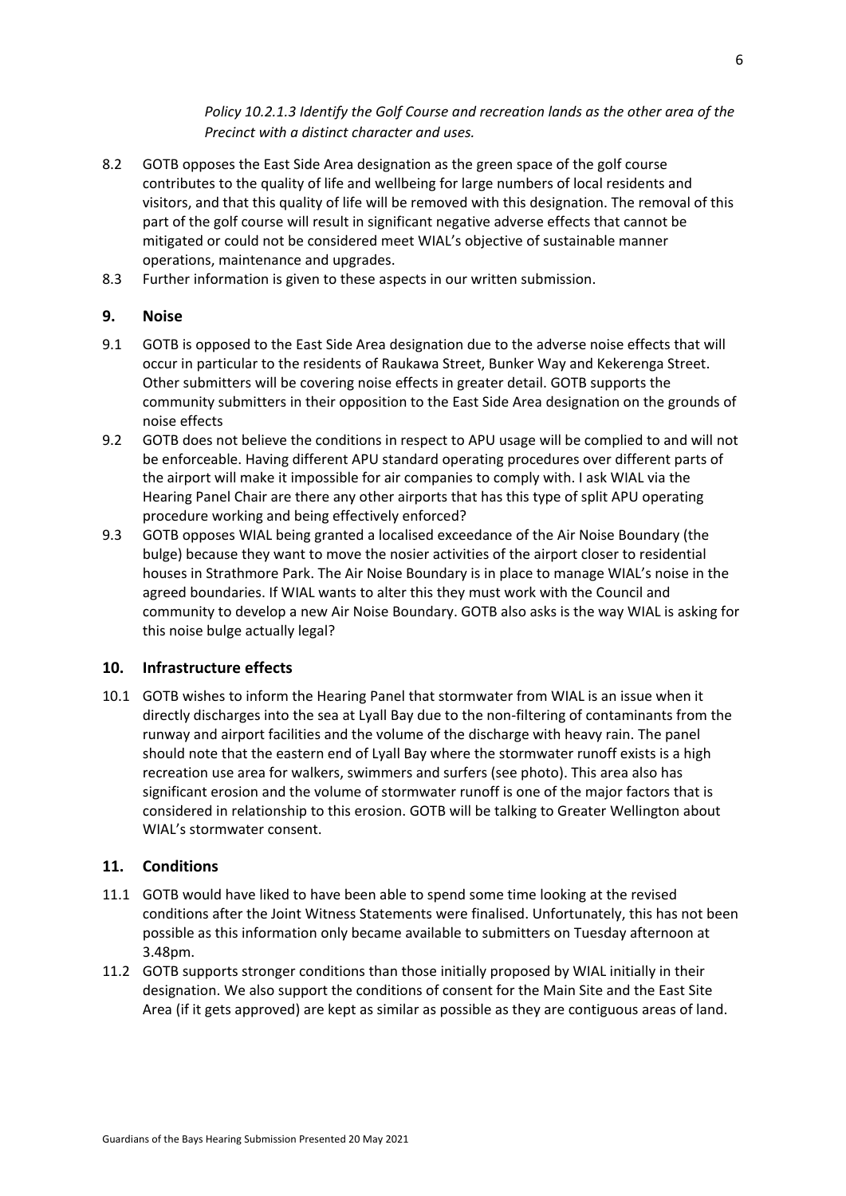*Policy 10.2.1.3 Identify the Golf Course and recreation lands as the other area of the Precinct with a distinct character and uses.*

8.2 GOTB opposes the East Side Area designation as the green space of the golf course contributes to the quality of life and wellbeing for large numbers of local residents and visitors, and that this quality of life will be removed with this designation. The removal of this part of the golf course will result in significant negative adverse effects that cannot be mitigated or could not be considered meet WIAL's objective of sustainable manner operations, maintenance and upgrades.

8.3 Further information is given to these aspects in our written submission.

## 9. Noise

9.1 GOTB is opposed to the East Side Area designation due to the adverse noise effects that will occur in particular to the residents of Raukawa Street, Bunker Way and Kekerenga Street. Other submitters will be covering noise effects in greater detail. GOTB supports the community submitters in their opposition to the East Side Area designation on the grounds of noise effects

9.2 GOTB does not believe the conditions in respect to APU usage will be complied to and will not be enforceable. Having different APU standard operating procedures over different parts of the airport will make it impossible for air companies to comply with. I ask WIAL via the Hearing Panel Chair are there any other airports that has this type of split APU operating procedure working and being effectively enforced?

9.3 GOTB opposes WIAL being granted a localised exceedance of the Air Noise Boundary (the bulge) because they want to move the nosier activities of the airport closer to residential houses in Strathmore Park. The Air Noise Boundary is in place to manage WIAL's noise in the agreed boundaries. If WIAL wants to alter this they must work with the Council and community to develop a new Air Noise Boundary. GOTB also asks is the way WIAL is asking for this noise bulge actually legal?

## 10. Infrastructure effects

10.1 GOTB wishes to inform the Hearing Panel that stormwater from WIAL is an issue when it directly discharges into the sea at Lyall Bay due to the non-filtering of contaminants from the runway and airport facilities and the volume of the discharge with heavy rain. The panel should note that the eastern end of Lyall Bay where the stormwater runoff exists is a high recreation use area for walkers, swimmers and surfers (see photo). This area also has significant erosion and the volume of stormwater runoff is one of the major factors that is considered in relationship to this erosion. GOTB will be talking to Greater Wellington about WIAL's stormwater consent.

## 11. Conditions

11.1 GOTB would have liked to have been able to spend some time looking at the revised conditions after the Joint Witness Statements were finalised. Unfortunately, this has not been possible as this information only became available to submitters on Tuesday afternoon at 3.48pm.

11.2 GOTB supports stronger conditions than those initially proposed by WIAL initially in their designation. We also support the conditions of consent for the Main Site and the East Site Area (if it gets approved) are kept as similar as possible as they are contiguous areas of land.